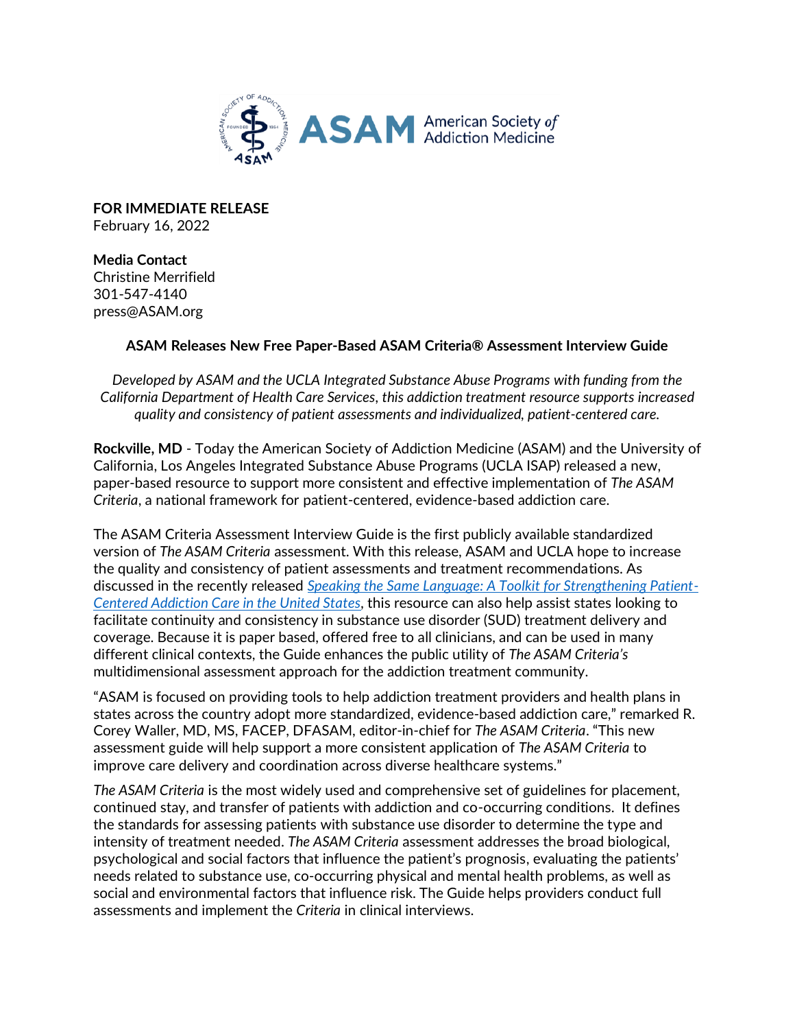**FOR IMMEDIATE RELEASE**
February 16, 2022

**Media Contact**
Christine Merrifield
301-547-4140
press@ASAM.org

**ASAM Releases New Free Paper-Based ASAM Criteria® Assessment Interview Guide**

*Developed by ASAM and the UCLA Integrated Substance Abuse Programs with funding from the California Department of Health Care Services, this addiction treatment resource supports increased quality and consistency of patient assessments and individualized, patient-centered care.*

**Rockville, MD** - Today the American Society of Addiction Medicine (ASAM) and the University of California, Los Angeles Integrated Substance Abuse Programs (UCLA ISAP) released a new, paper-based resource to support more consistent and effective implementation of *The ASAM Criteria*, a national framework for patient-centered, evidence-based addiction care.

The ASAM Criteria Assessment Interview Guide is the first publicly available standardized version of *The ASAM Criteria* assessment. With this release, ASAM and UCLA hope to increase the quality and consistency of patient assessments and treatment recommendations. As discussed in the recently released *Speaking the Same Language: A Toolkit for Strengthening Patient-Centered Addiction Care in the United States*, this resource can also help assist states looking to facilitate continuity and consistency in substance use disorder (SUD) treatment delivery and coverage. Because it is paper based, offered free to all clinicians, and can be used in many different clinical contexts, the Guide enhances the public utility of *The ASAM Criteria's* multidimensional assessment approach for the addiction treatment community.

"ASAM is focused on providing tools to help addiction treatment providers and health plans in states across the country adopt more standardized, evidence-based addiction care," remarked R. Corey Waller, MD, MS, FACEP, DFASAM, editor-in-chief for *The ASAM Criteria*. "This new assessment guide will help support a more consistent application of *The ASAM Criteria* to improve care delivery and coordination across diverse healthcare systems."

*The ASAM Criteria* is the most widely used and comprehensive set of guidelines for placement, continued stay, and transfer of patients with addiction and co-occurring conditions. It defines the standards for assessing patients with substance use disorder to determine the type and intensity of treatment needed. *The ASAM Criteria* assessment addresses the broad biological, psychological and social factors that influence the patient's prognosis, evaluating the patients' needs related to substance use, co-occurring physical and mental health problems, as well as social and environmental factors that influence risk. The Guide helps providers conduct full assessments and implement the *Criteria* in clinical interviews.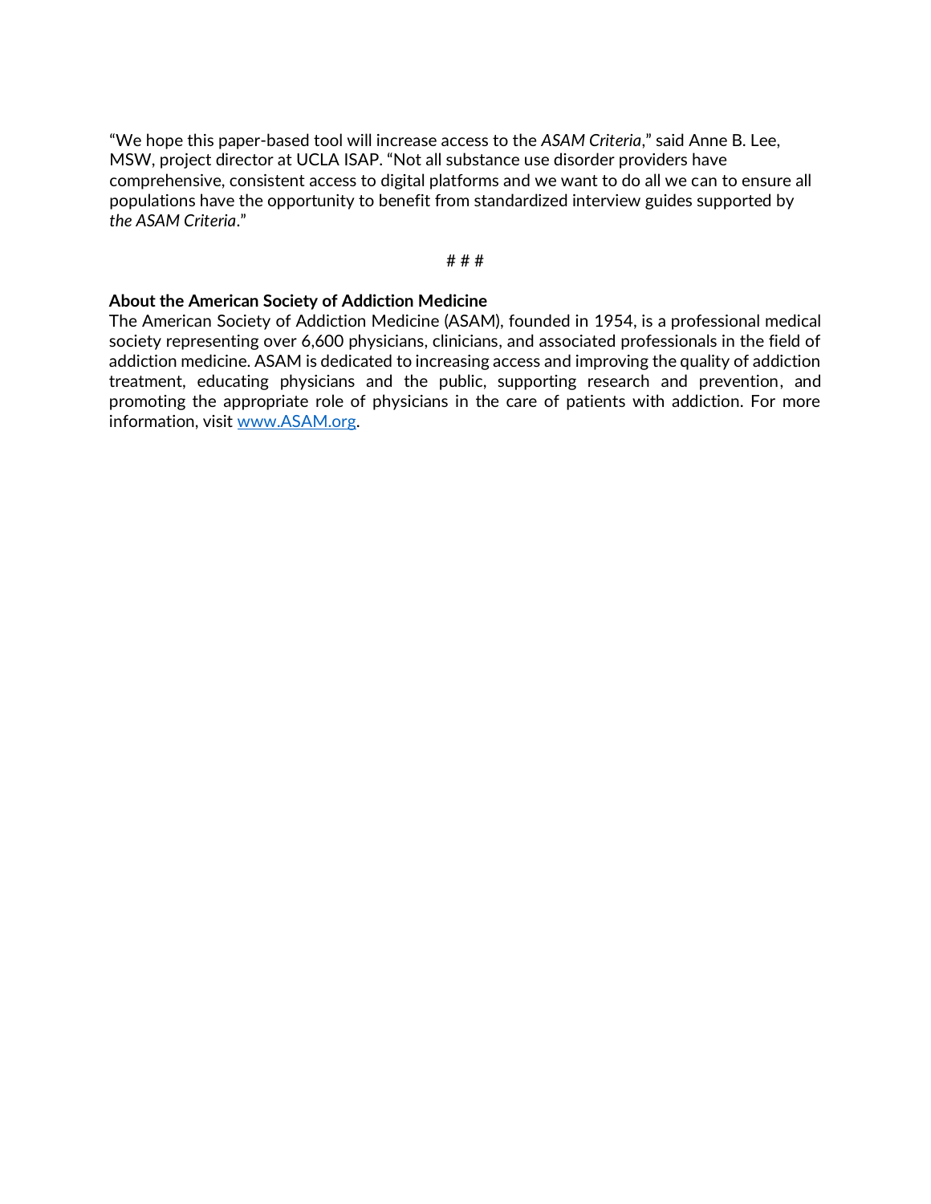"We hope this paper-based tool will increase access to the *ASAM Criteria*," said Anne B. Lee, MSW, project director at UCLA ISAP. "Not all substance use disorder providers have comprehensive, consistent access to digital platforms and we want to do all we can to ensure all populations have the opportunity to benefit from standardized interview guides supported by *the ASAM Criteria*."

# # #

**About the American Society of Addiction Medicine**
The American Society of Addiction Medicine (ASAM), founded in 1954, is a professional medical society representing over 6,600 physicians, clinicians, and associated professionals in the field of addiction medicine. ASAM is dedicated to increasing access and improving the quality of addiction treatment, educating physicians and the public, supporting research and prevention, and promoting the appropriate role of physicians in the care of patients with addiction. For more information, visit [www.ASAM.org](http://www.ASAM.org).